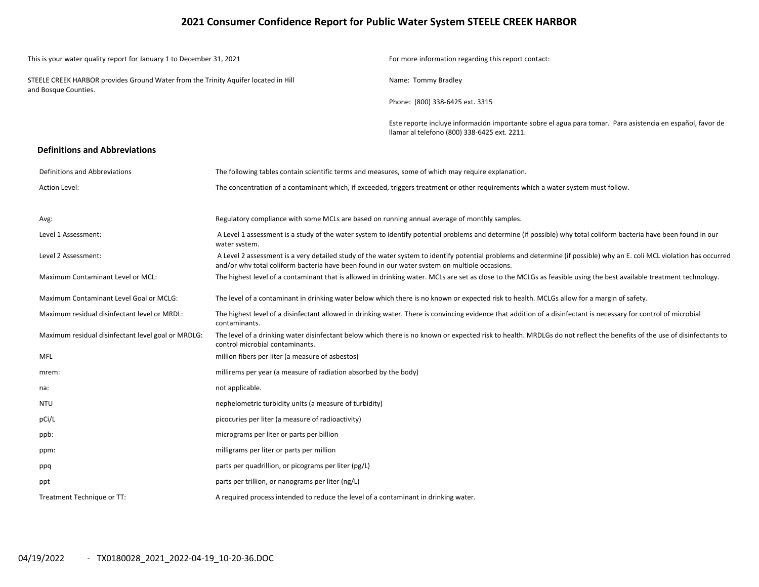# 2021 Consumer Confidence Report for Public Water System STEELE CREEK HARBOR

This is your water quality report for January 1 to December 31, 2021

STEELE CREEK HARBOR provides Ground Water from the Trinity Aquifer located in Hill and Bosque Counties.

For more information regarding this report contact:

Name: Tommy Bradley

Phone: (800) 338-6425 ext. 3315

Este reporte incluye información importante sobre el agua para tomar. Para asistencia en español, favor de llamar al telefono (800) 338-6425 ext. 2211.

## Definitions and Abbreviations

| Term | Definition |
|---|---|
| Definitions and Abbreviations | The following tables contain scientific terms and measures, some of which may require explanation. |
| Action Level: | The concentration of a contaminant which, if exceeded, triggers treatment or other requirements which a water system must follow. |
| Avg: | Regulatory compliance with some MCLs are based on running annual average of monthly samples. |
| Level 1 Assessment: | A Level 1 assessment is a study of the water system to identify potential problems and determine (if possible) why total coliform bacteria have been found in our water system. |
| Level 2 Assessment: | A Level 2 assessment is a very detailed study of the water system to identify potential problems and determine (if possible) why an E. coli MCL violation has occurred and/or why total coliform bacteria have been found in our water system on multiple occasions. |
| Maximum Contaminant Level or MCL: | The highest level of a contaminant that is allowed in drinking water. MCLs are set as close to the MCLGs as feasible using the best available treatment technology. |
| Maximum Contaminant Level Goal or MCLG: | The level of a contaminant in drinking water below which there is no known or expected risk to health. MCLGs allow for a margin of safety. |
| Maximum residual disinfectant level or MRDL: | The highest level of a disinfectant allowed in drinking water. There is convincing evidence that addition of a disinfectant is necessary for control of microbial contaminants. |
| Maximum residual disinfectant level goal or MRDLG: | The level of a drinking water disinfectant below which there is no known or expected risk to health. MRDLGs do not reflect the benefits of the use of disinfectants to control microbial contaminants. |
| MFL | million fibers per liter (a measure of asbestos) |
| mrem: | millirems per year (a measure of radiation absorbed by the body) |
| na: | not applicable. |
| NTU | nephelometric turbidity units (a measure of turbidity) |
| pCi/L | picocuries per liter (a measure of radioactivity) |
| ppb: | micrograms per liter or parts per billion |
| ppm: | milligrams per liter or parts per million |
| ppq | parts per quadrillion, or picograms per liter (pg/L) |
| ppt | parts per trillion, or nanograms per liter (ng/L) |
| Treatment Technique or TT: | A required process intended to reduce the level of a contaminant in drinking water. |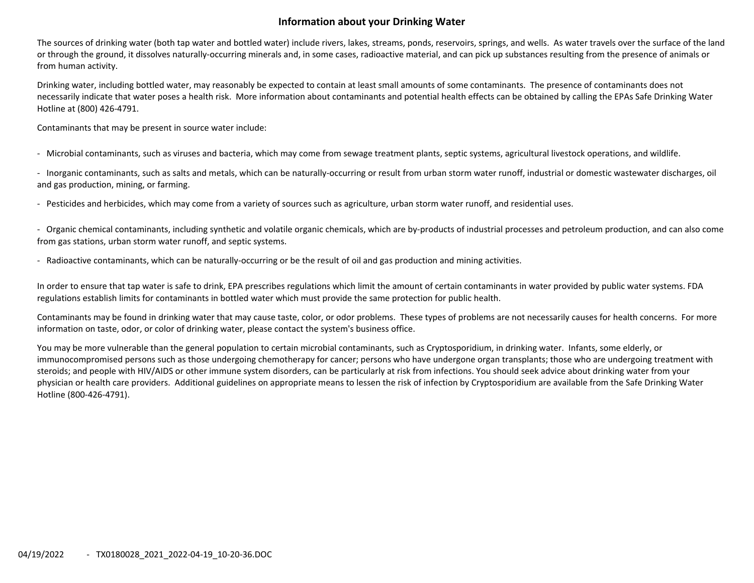## Information about your Drinking Water

The sources of drinking water (both tap water and bottled water) include rivers, lakes, streams, ponds, reservoirs, springs, and wells. As water travels over the surface of the land or through the ground, it dissolves naturally-occurring minerals and, in some cases, radioactive material, and can pick up substances resulting from the presence of animals or from human activity.

Drinking water, including bottled water, may reasonably be expected to contain at least small amounts of some contaminants. The presence of contaminants does not necessarily indicate that water poses a health risk. More information about contaminants and potential health effects can be obtained by calling the EPAs Safe Drinking Water Hotline at (800) 426-4791.

Contaminants that may be present in source water include:

- Microbial contaminants, such as viruses and bacteria, which may come from sewage treatment plants, septic systems, agricultural livestock operations, and wildlife.
- Inorganic contaminants, such as salts and metals, which can be naturally-occurring or result from urban storm water runoff, industrial or domestic wastewater discharges, oil and gas production, mining, or farming.
- Pesticides and herbicides, which may come from a variety of sources such as agriculture, urban storm water runoff, and residential uses.
- Organic chemical contaminants, including synthetic and volatile organic chemicals, which are by-products of industrial processes and petroleum production, and can also come from gas stations, urban storm water runoff, and septic systems.
- Radioactive contaminants, which can be naturally-occurring or be the result of oil and gas production and mining activities.

In order to ensure that tap water is safe to drink, EPA prescribes regulations which limit the amount of certain contaminants in water provided by public water systems. FDA regulations establish limits for contaminants in bottled water which must provide the same protection for public health.

Contaminants may be found in drinking water that may cause taste, color, or odor problems. These types of problems are not necessarily causes for health concerns. For more information on taste, odor, or color of drinking water, please contact the system's business office.

You may be more vulnerable than the general population to certain microbial contaminants, such as Cryptosporidium, in drinking water. Infants, some elderly, or immunocompromised persons such as those undergoing chemotherapy for cancer; persons who have undergone organ transplants; those who are undergoing treatment with steroids; and people with HIV/AIDS or other immune system disorders, can be particularly at risk from infections. You should seek advice about drinking water from your physician or health care providers. Additional guidelines on appropriate means to lessen the risk of infection by Cryptosporidium are available from the Safe Drinking Water Hotline (800-426-4791).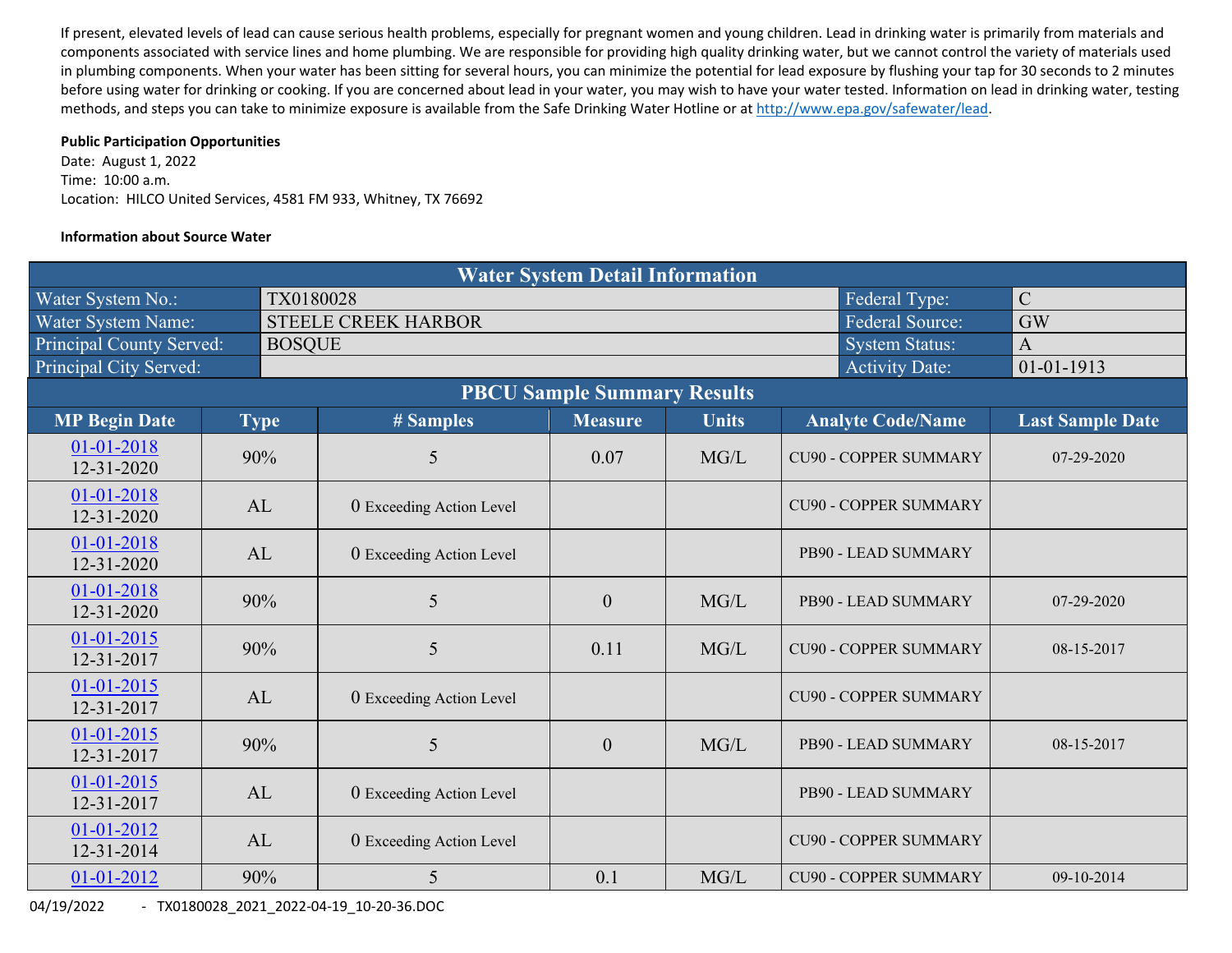If present, elevated levels of lead can cause serious health problems, especially for pregnant women and young children. Lead in drinking water is primarily from materials and components associated with service lines and home plumbing. We are responsible for providing high quality drinking water, but we cannot control the variety of materials used in plumbing components. When your water has been sitting for several hours, you can minimize the potential for lead exposure by flushing your tap for 30 seconds to 2 minutes before using water for drinking or cooking. If you are concerned about lead in your water, you may wish to have your water tested. Information on lead in drinking water, testing methods, and steps you can take to minimize exposure is available from the Safe Drinking Water Hotline or at http://www.epa.gov/safewater/lead.

**Public Participation Opportunities**

Date: August 1, 2022
Time: 10:00 a.m.
Location: HILCO United Services, 4581 FM 933, Whitney, TX 76692

**Information about Source Water**

| Water System Detail Information | | | |
|---|---|---|---|
| Water System No.: | TX0180028 | Federal Type: | C |
| Water System Name: | STEELE CREEK HARBOR | Federal Source: | GW |
| Principal County Served: | BOSQUE | System Status: | A |
| Principal City Served: | | Activity Date: | 01-01-1913 |

| PBCU Sample Summary Results | | | | | | |
|---|---|---|---|---|---|---|
| MP Begin Date | Type | # Samples | Measure | Units | Analyte Code/Name | Last Sample Date |
| 01-01-2018 12-31-2020 | 90% | 5 | 0.07 | MG/L | CU90 - COPPER SUMMARY | 07-29-2020 |
| 01-01-2018 12-31-2020 | AL | 0 Exceeding Action Level | | | CU90 - COPPER SUMMARY | |
| 01-01-2018 12-31-2020 | AL | 0 Exceeding Action Level | | | PB90 - LEAD SUMMARY | |
| 01-01-2018 12-31-2020 | 90% | 5 | 0 | MG/L | PB90 - LEAD SUMMARY | 07-29-2020 |
| 01-01-2015 12-31-2017 | 90% | 5 | 0.11 | MG/L | CU90 - COPPER SUMMARY | 08-15-2017 |
| 01-01-2015 12-31-2017 | AL | 0 Exceeding Action Level | | | CU90 - COPPER SUMMARY | |
| 01-01-2015 12-31-2017 | 90% | 5 | 0 | MG/L | PB90 - LEAD SUMMARY | 08-15-2017 |
| 01-01-2015 12-31-2017 | AL | 0 Exceeding Action Level | | | PB90 - LEAD SUMMARY | |
| 01-01-2012 12-31-2014 | AL | 0 Exceeding Action Level | | | CU90 - COPPER SUMMARY | |
| 01-01-2012 | 90% | 5 | 0.1 | MG/L | CU90 - COPPER SUMMARY | 09-10-2014 |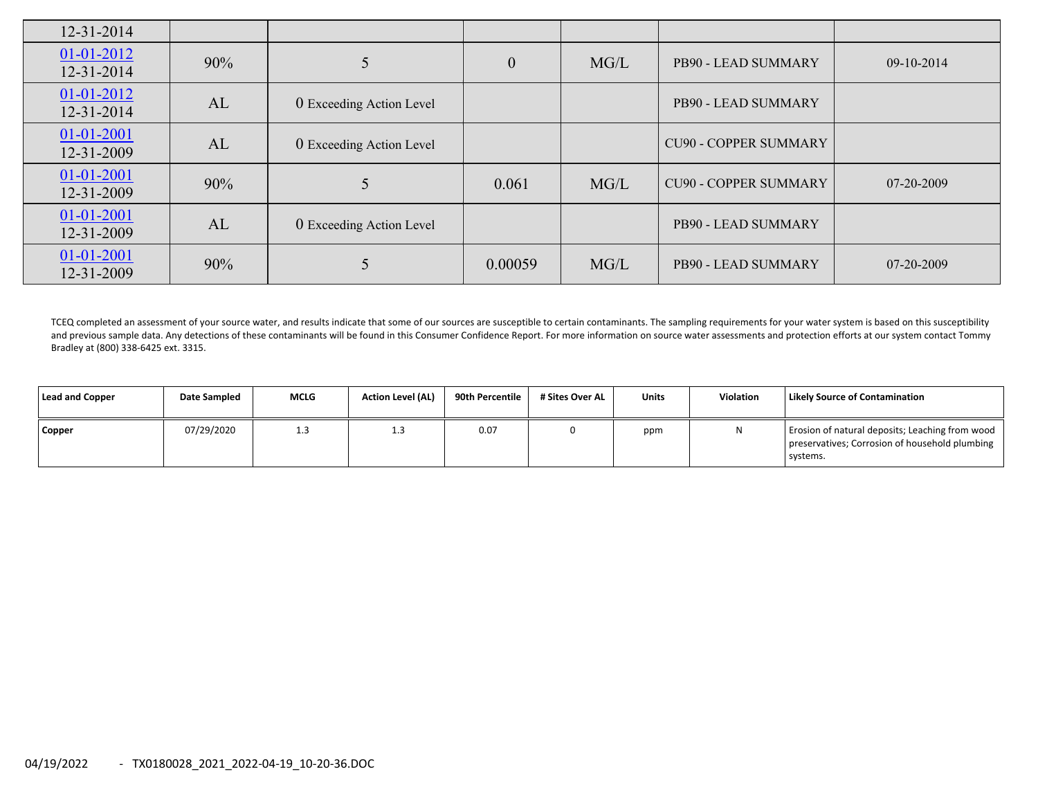| 12-31-2014 | | | | | | |
|---|---|---|---|---|---|---|
| 01-01-2012 12-31-2014 | 90% | 5 | 0 | MG/L | PB90 - LEAD SUMMARY | 09-10-2014 |
| 01-01-2012 12-31-2014 | AL | 0 Exceeding Action Level | | | PB90 - LEAD SUMMARY | |
| 01-01-2001 12-31-2009 | AL | 0 Exceeding Action Level | | | CU90 - COPPER SUMMARY | |
| 01-01-2001 12-31-2009 | 90% | 5 | 0.061 | MG/L | CU90 - COPPER SUMMARY | 07-20-2009 |
| 01-01-2001 12-31-2009 | AL | 0 Exceeding Action Level | | | PB90 - LEAD SUMMARY | |
| 01-01-2001 12-31-2009 | 90% | 5 | 0.00059 | MG/L | PB90 - LEAD SUMMARY | 07-20-2009 |

TCEQ completed an assessment of your source water, and results indicate that some of our sources are susceptible to certain contaminants. The sampling requirements for your water system is based on this susceptibility and previous sample data. Any detections of these contaminants will be found in this Consumer Confidence Report. For more information on source water assessments and protection efforts at our system contact Tommy Bradley at (800) 338-6425 ext. 3315.

| Lead and Copper | Date Sampled | MCLG | Action Level (AL) | 90th Percentile | # Sites Over AL | Units | Violation | Likely Source of Contamination |
|---|---|---|---|---|---|---|---|---|
| Copper | 07/29/2020 | 1.3 | 1.3 | 0.07 | 0 | ppm | N | Erosion of natural deposits; Leaching from wood preservatives; Corrosion of household plumbing systems. |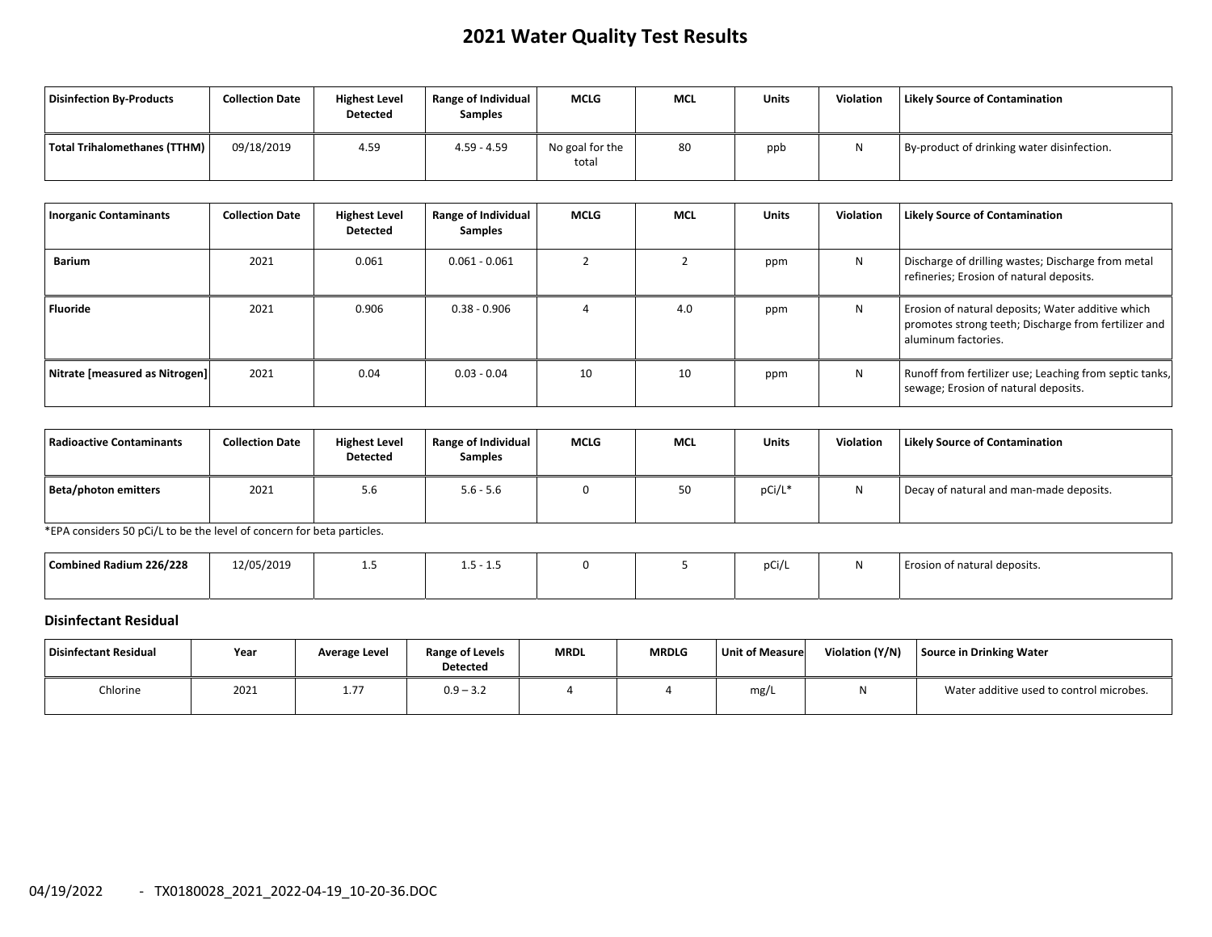# 2021 Water Quality Test Results

| Disinfection By-Products | Collection Date | Highest Level Detected | Range of Individual Samples | MCLG | MCL | Units | Violation | Likely Source of Contamination |
|---|---|---|---|---|---|---|---|---|
| Total Trihalomethanes (TTHM) | 09/18/2019 | 4.59 | 4.59 - 4.59 | No goal for the total | 80 | ppb | N | By-product of drinking water disinfection. |

| Inorganic Contaminants | Collection Date | Highest Level Detected | Range of Individual Samples | MCLG | MCL | Units | Violation | Likely Source of Contamination |
|---|---|---|---|---|---|---|---|---|
| Barium | 2021 | 0.061 | 0.061 - 0.061 | 2 | 2 | ppm | N | Discharge of drilling wastes; Discharge from metal refineries; Erosion of natural deposits. |
| Fluoride | 2021 | 0.906 | 0.38 - 0.906 | 4 | 4.0 | ppm | N | Erosion of natural deposits; Water additive which promotes strong teeth; Discharge from fertilizer and aluminum factories. |
| Nitrate [measured as Nitrogen] | 2021 | 0.04 | 0.03 - 0.04 | 10 | 10 | ppm | N | Runoff from fertilizer use; Leaching from septic tanks, sewage; Erosion of natural deposits. |

| Radioactive Contaminants | Collection Date | Highest Level Detected | Range of Individual Samples | MCLG | MCL | Units | Violation | Likely Source of Contamination |
|---|---|---|---|---|---|---|---|---|
| Beta/photon emitters | 2021 | 5.6 | 5.6 - 5.6 | 0 | 50 | pCi/L* | N | Decay of natural and man-made deposits. |

*EPA considers 50 pCi/L to be the level of concern for beta particles.

| | | | | | | | | |
|---|---|---|---|---|---|---|---|---|
| Combined Radium 226/228 | 12/05/2019 | 1.5 | 1.5 - 1.5 | 0 | 5 | pCi/L | N | Erosion of natural deposits. |

## Disinfectant Residual

| Disinfectant Residual | Year | Average Level | Range of Levels Detected | MRDL | MRDLG | Unit of Measure | Violation (Y/N) | Source in Drinking Water |
|---|---|---|---|---|---|---|---|---|
| Chlorine | 2021 | 1.77 | 0.9 – 3.2 | 4 | 4 | mg/L | N | Water additive used to control microbes. |